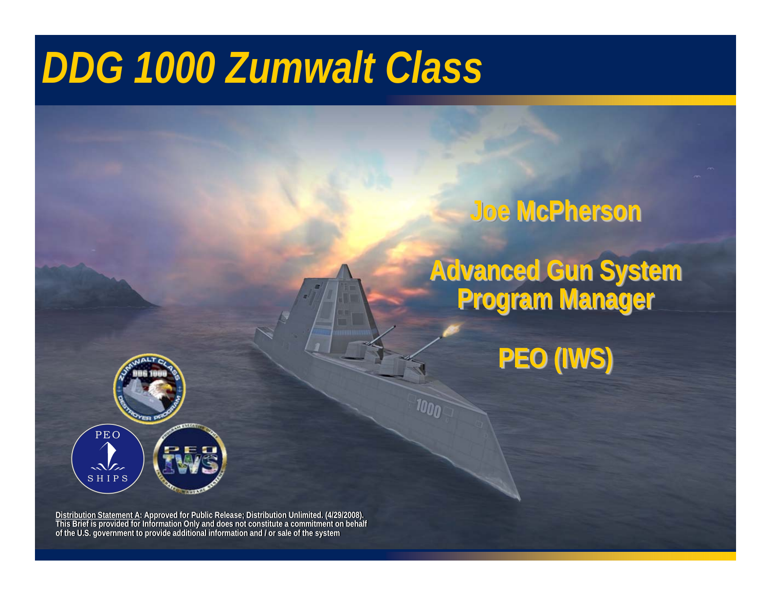# DDG 1000 Zumwalt Class

**Joe McPherson**

**Advanced Gun System Program Manager**

**PEO (IWS)**

**Distribution Statement A: Approved for Public Release; Distribution Unlimited. (4/29/2008). This Brief is provided for Information Only and does not constitute a commitment on behalf of the U.S. government to provide additional information and / or sale of the system**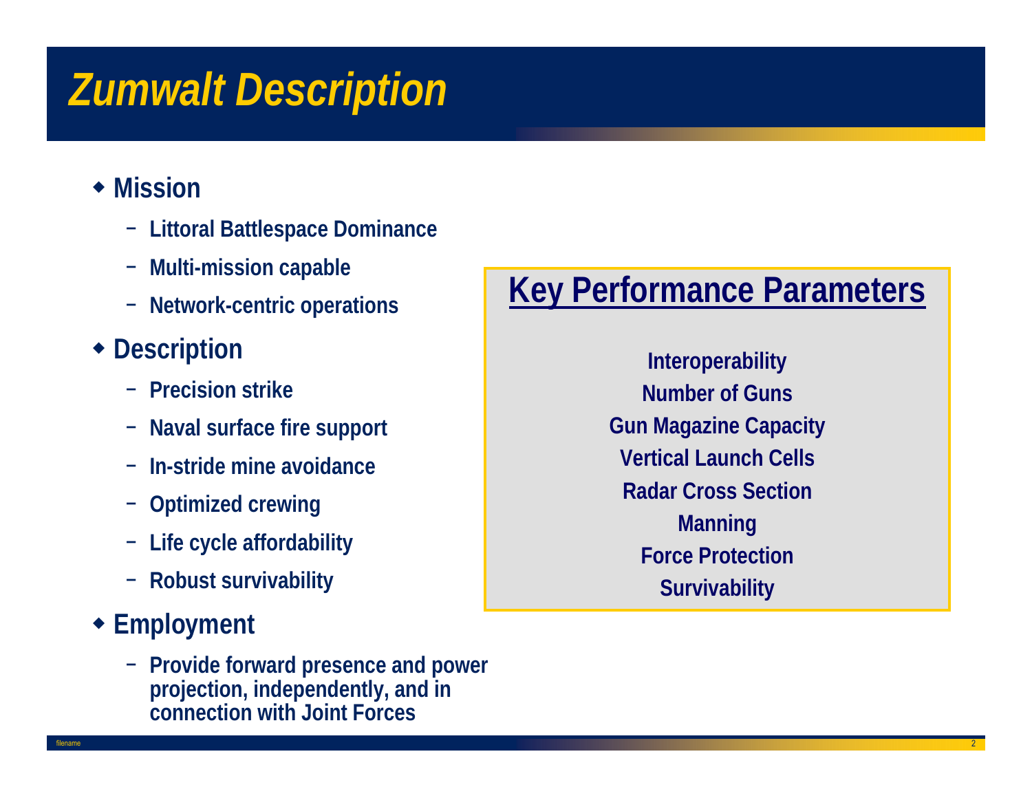# Zumwalt Description

- **Mission**
  - Littoral Battlespace Dominance
  - Multi-mission capable
  - Network-centric operations
- **Description**
  - Precision strike
  - Naval surface fire support
  - In-stride mine avoidance
  - Optimized crewing
  - Life cycle affordability
  - Robust survivability
- **Employment**
  - Provide forward presence and power projection, independently, and in connection with Joint Forces

## Key Performance Parameters

Interoperability
Number of Guns
Gun Magazine Capacity
Vertical Launch Cells
Radar Cross Section
Manning
Force Protection
Survivability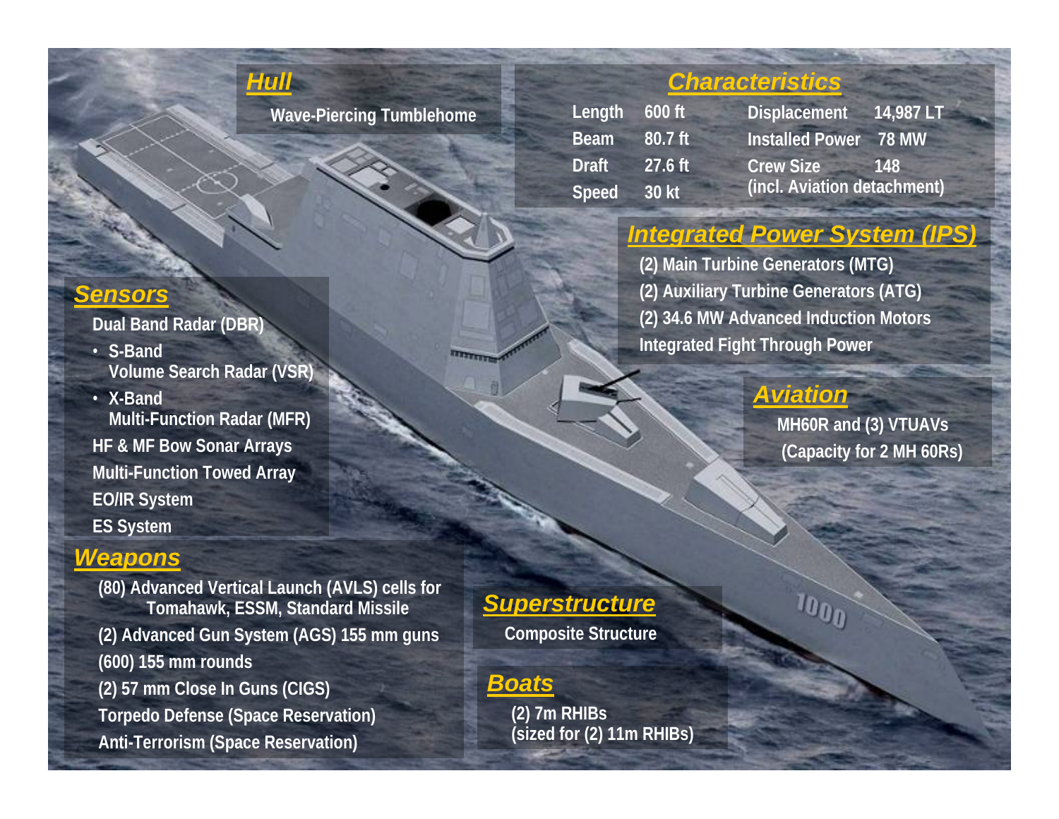## Hull

Wave-Piercing Tumblehome

## Characteristics

| | | | |
|---|---|---|---|
| Length | 600 ft | Displacement | 14,987 LT |
| Beam | 80.7 ft | Installed Power | 78 MW |
| Draft | 27.6 ft | Crew Size | 148 (incl. Aviation detachment) |
| Speed | 30 kt | | |

## Integrated Power System (IPS)

(2) Main Turbine Generators (MTG)
(2) Auxiliary Turbine Generators (ATG)
(2) 34.6 MW Advanced Induction Motors
Integrated Fight Through Power

## Sensors

Dual Band Radar (DBR)

- S-Band
  Volume Search Radar (VSR)
- X-Band
  Multi-Function Radar (MFR)

HF & MF Bow Sonar Arrays
Multi-Function Towed Array
EO/IR System
ES System

## Aviation

MH60R and (3) VTUAVs
(Capacity for 2 MH 60Rs)

## Weapons

(80) Advanced Vertical Launch (AVLS) cells for Tomahawk, ESSM, Standard Missile
(2) Advanced Gun System (AGS) 155 mm guns
(600) 155 mm rounds
(2) 57 mm Close In Guns (CIGS)
Torpedo Defense (Space Reservation)
Anti-Terrorism (Space Reservation)

## Superstructure

Composite Structure

## Boats

(2) 7m RHIBs
(sized for (2) 11m RHIBs)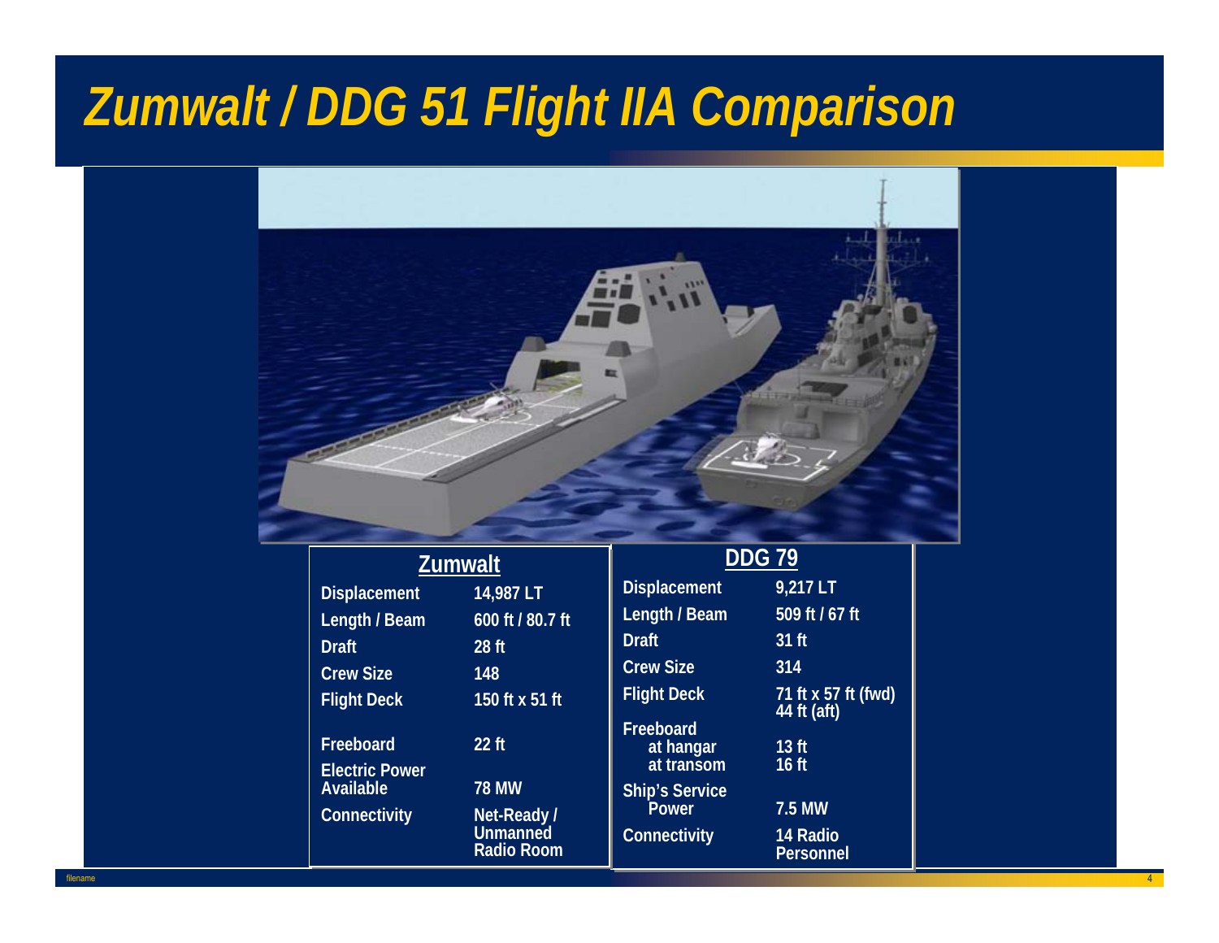# Zumwalt / DDG 51 Flight IIA Comparison

| Zumwalt | |
|---|---|
| Displacement | 14,987 LT |
| Length / Beam | 600 ft / 80.7 ft |
| Draft | 28 ft |
| Crew Size | 148 |
| Flight Deck | 150 ft x 51 ft |
| Freeboard | 22 ft |
| Electric Power Available | 78 MW |
| Connectivity | Net-Ready / Unmanned Radio Room |

| DDG 79 | |
|---|---|
| Displacement | 9,217 LT |
| Length / Beam | 509 ft / 67 ft |
| Draft | 31 ft |
| Crew Size | 314 |
| Flight Deck | 71 ft x 57 ft (fwd) 44 ft (aft) |
| Freeboard at hangar | 13 ft |
| Freeboard at transom | 16 ft |
| Ship's Service Power | 7.5 MW |
| Connectivity | 14 Radio Personnel |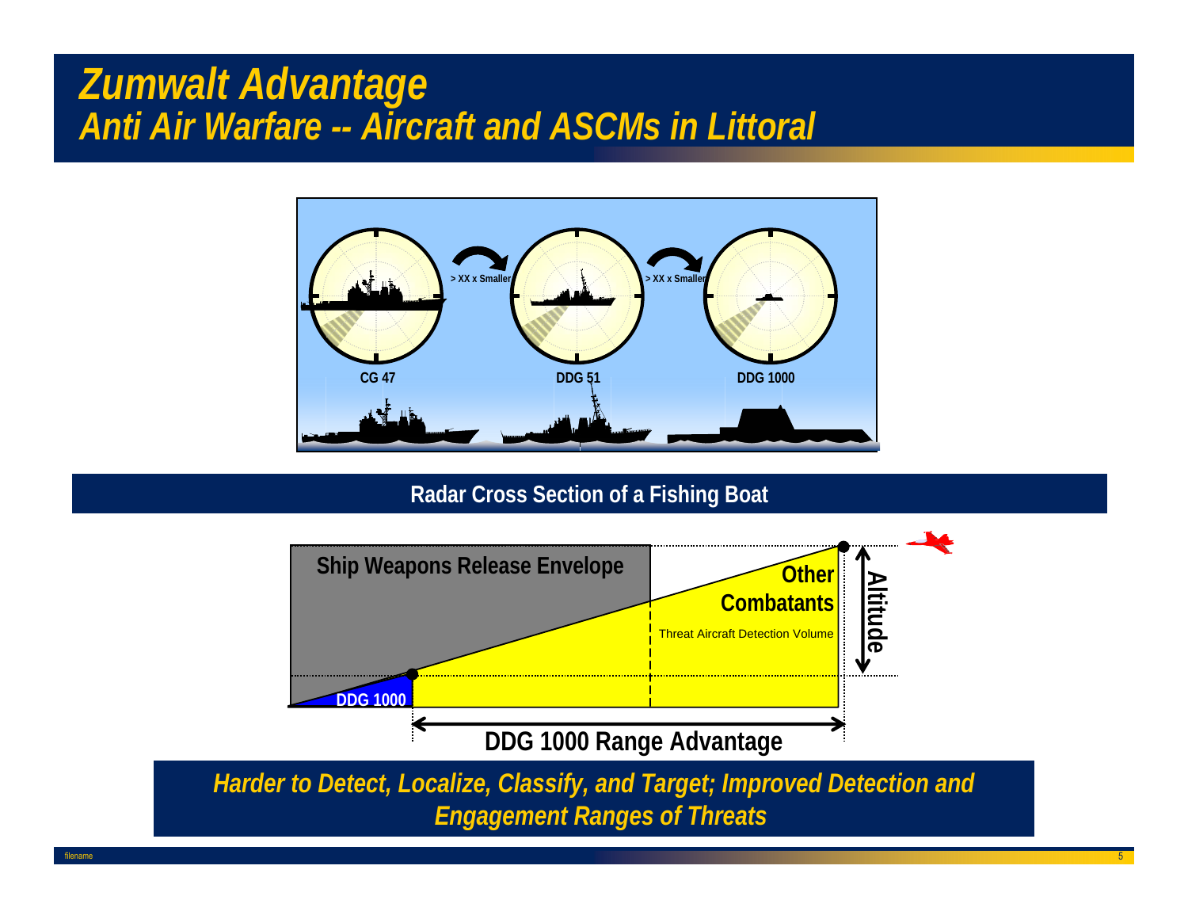# Zumwalt Advantage
## Anti Air Warfare -- Aircraft and ASCMs in Littoral

> XX x Smaller

> XX x Smaller

CG 47

DDG 51

DDG 1000

**Radar Cross Section of a Fishing Boat**

Ship Weapons Release Envelope

Other Combatants

Threat Aircraft Detection Volume

Altitude

DDG 1000

DDG 1000 Range Advantage

***Harder to Detect, Localize, Classify, and Target; Improved Detection and Engagement Ranges of Threats***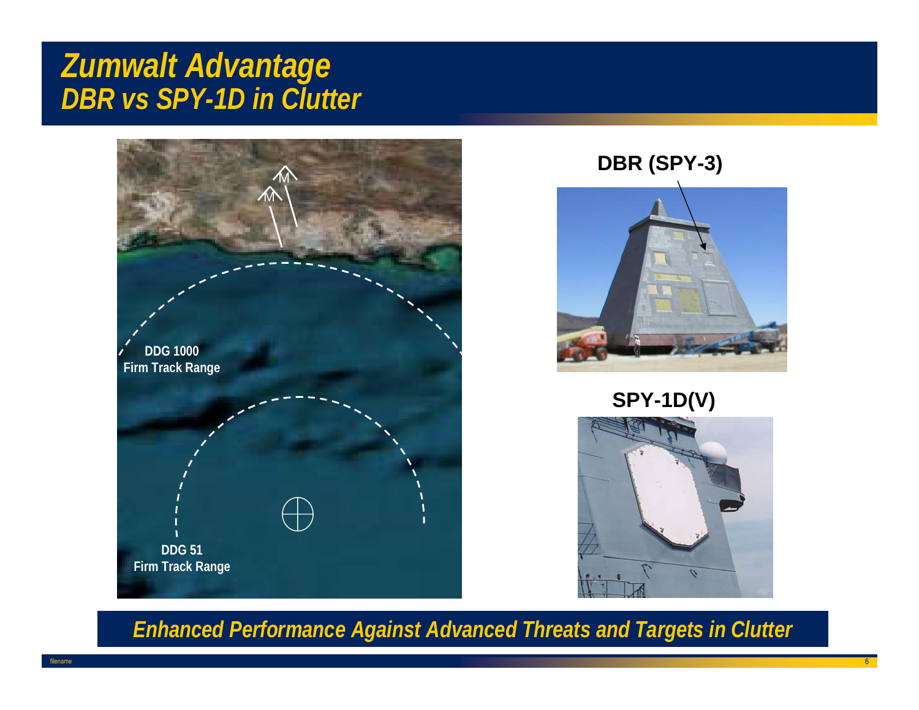# Zumwalt Advantage
## DBR vs SPY-1D in Clutter

DDG 1000 Firm Track Range

DDG 51 Firm Track Range

**DBR (SPY-3)**

**SPY-1D(V)**

***Enhanced Performance Against Advanced Threats and Targets in Clutter***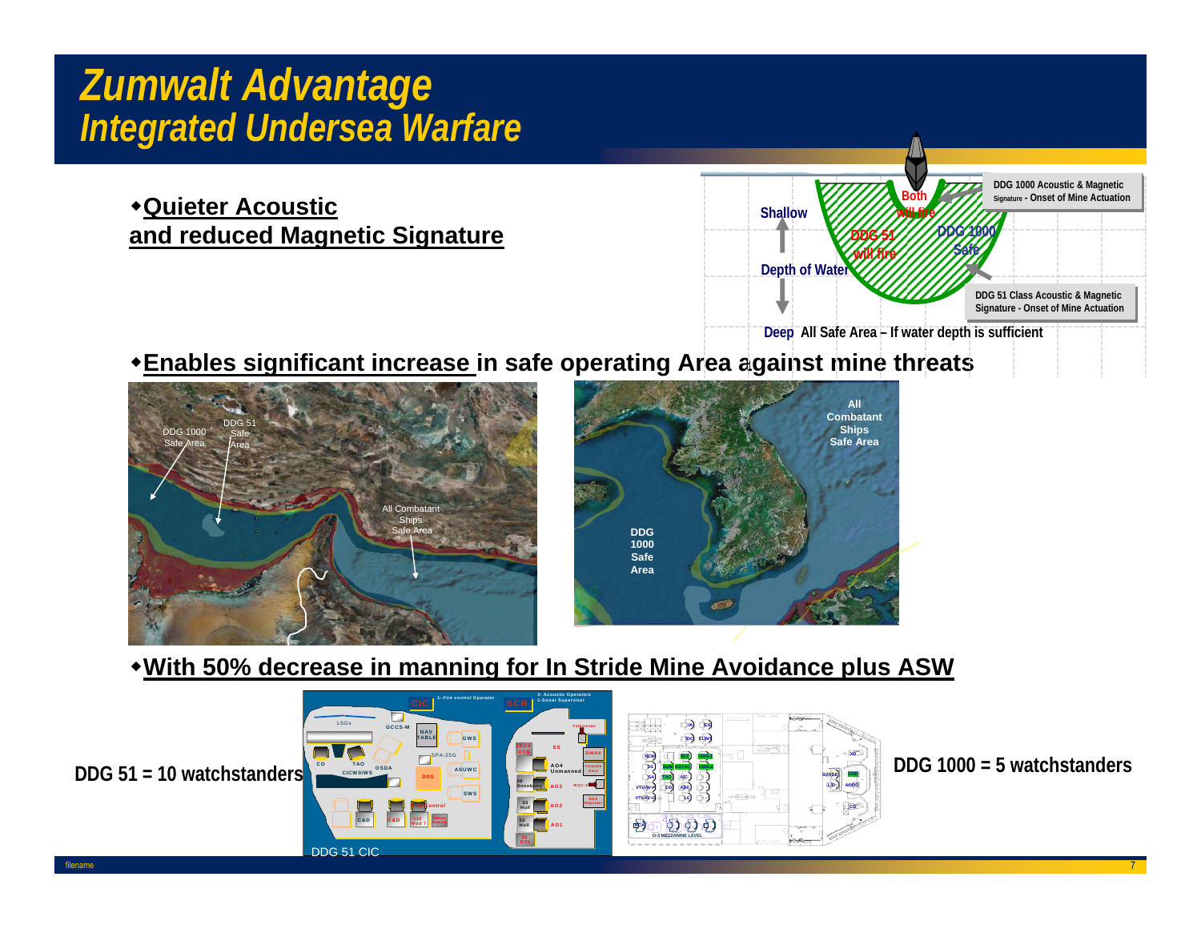# *Zumwalt Advantage*
## *Integrated Undersea Warfare*

- **Quieter Acoustic and reduced Magnetic Signature**

Shallow

Depth of Water

Deep All Safe Area – If water depth is sufficient

Both will fire

DDG 51 will fire

DDG 1000 Safe

DDG 1000 Acoustic & Magnetic Signature - Onset of Mine Actuation

DDG 51 Class Acoustic & Magnetic Signature - Onset of Mine Actuation

- **Enables significant increase in safe operating Area against mine threats**

DDG 1000 Safe Area

DDG 51 Safe Area

All Combatant Ships Safe Area

All Combatant Ships Safe Area

DDG 1000 Safe Area

- **With 50% decrease in manning for In Stride Mine Avoidance plus ASW**

**DDG 51 = 10 watchstanders**

DDG 51 CIC

**DDG 1000 = 5 watchstanders**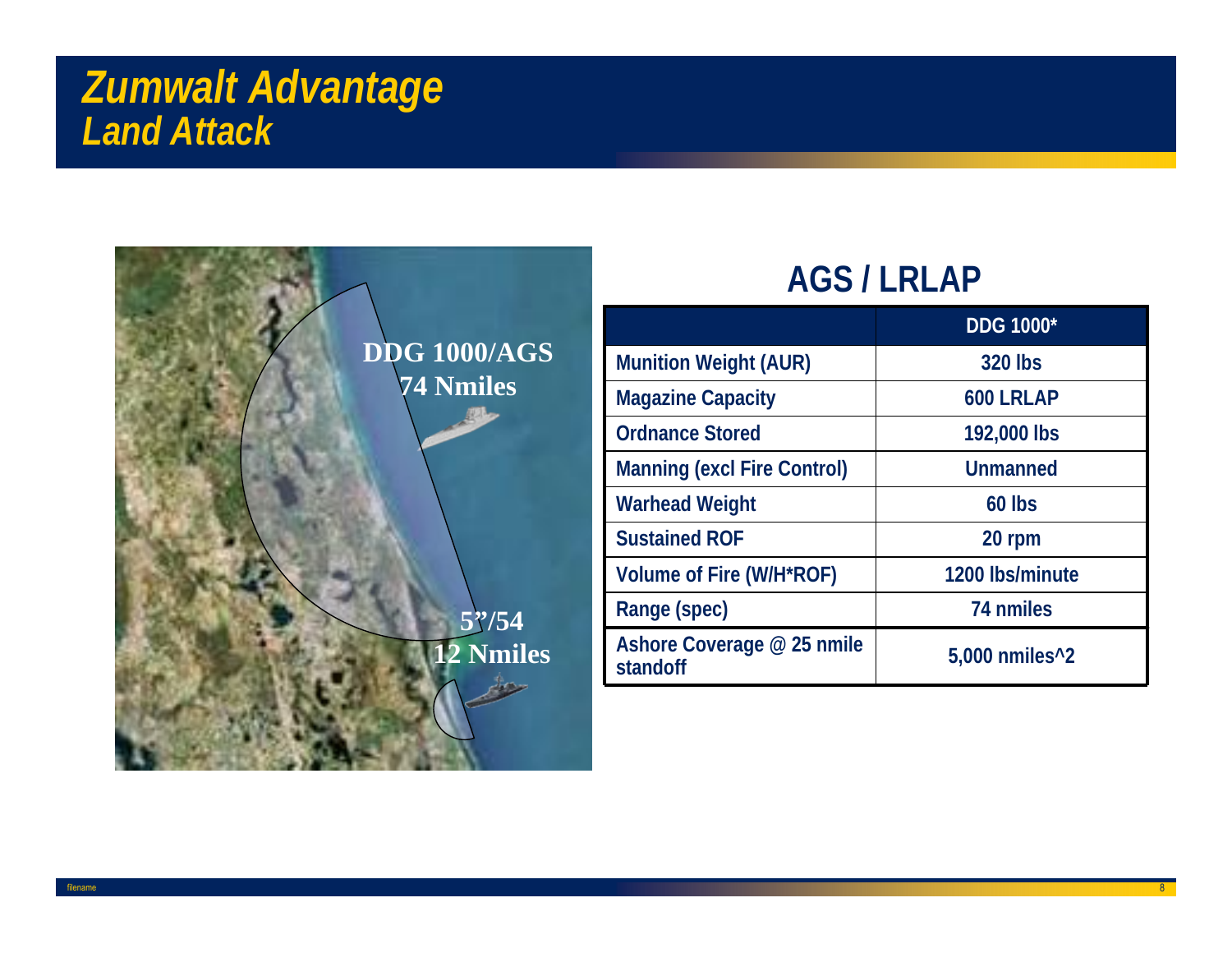# Zumwalt Advantage
## Land Attack

DDG 1000/AGS
74 Nmiles

5"/54
12 Nmiles

## AGS / LRLAP

| | DDG 1000* |
|---|---|
| Munition Weight (AUR) | 320 lbs |
| Magazine Capacity | 600 LRLAP |
| Ordnance Stored | 192,000 lbs |
| Manning (excl Fire Control) | Unmanned |
| Warhead Weight | 60 lbs |
| Sustained ROF | 20 rpm |
| Volume of Fire (W/H*ROF) | 1200 lbs/minute |
| Range (spec) | 74 nmiles |
| Ashore Coverage @ 25 nmile standoff | 5,000 nmiles^2 |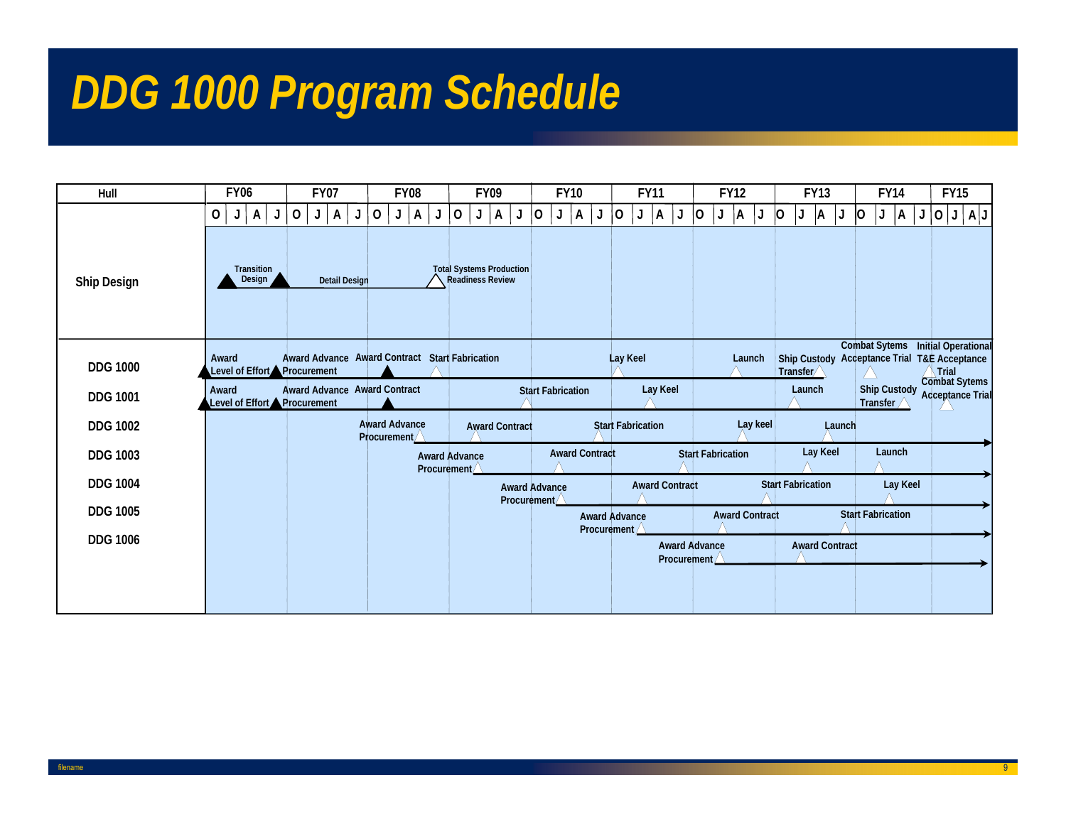# DDG 1000 Program Schedule

| Hull | FY06 | FY07 | FY08 | FY09 | FY10 | FY11 | FY12 | FY13 | FY14 | FY15 |
|---|---|---|---|---|---|---|---|---|---|---|
| | O J A J | O J A J | O J A J | O J A J | O J A J | O J A J | O J A J | O J A J | O J A J | O J A J |
| Ship Design | Transition Design | Detail Design | Total Systems Production Readiness Review | | | | | | | |
| DDG 1000 | Award Level of Effort | Award Advance Procurement | Award Contract; Start Fabrication | | | Lay Keel | Launch | Ship Custody Transfer | Combat Sytems Acceptance Trial | Initial Operational T&E Acceptance Trial |
| DDG 1001 | Award Level of Effort | Award Advance Procurement | Award Contract | | Start Fabrication | Lay Keel | | Launch | Ship Custody Transfer | Combat Sytems Acceptance Trial |
| DDG 1002 | | | Award Advance Procurement | Award Contract | | Start Fabrication | Lay keel | Launch | | |
| DDG 1003 | | | | Award Advance Procurement | Award Contract | | Start Fabrication | Lay Keel | Launch | |
| DDG 1004 | | | | | Award Advance Procurement | Award Contract | | Start Fabrication | Lay Keel | |
| DDG 1005 | | | | | | Award Advance Procurement | Award Contract | | Start Fabrication | |
| DDG 1006 | | | | | | | Award Advance Procurement | Award Contract | | |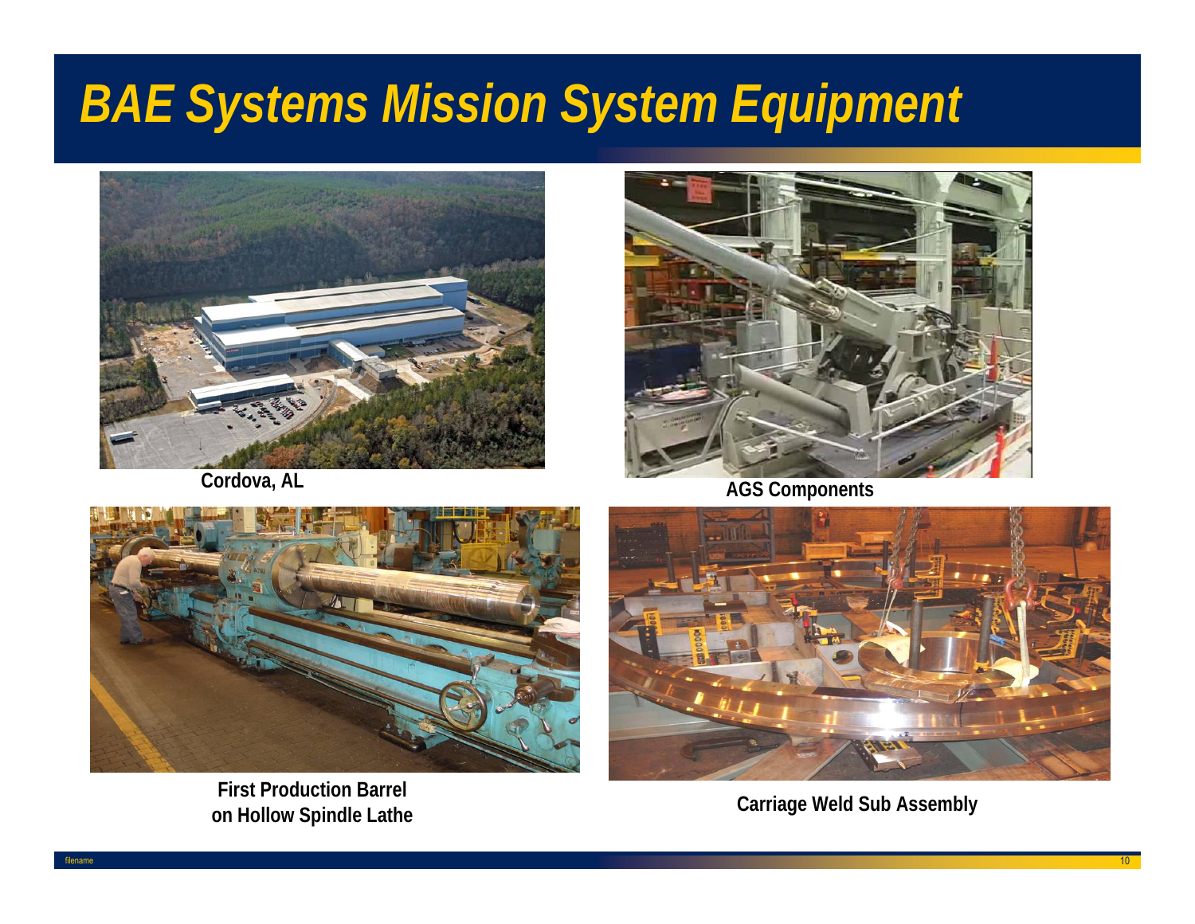# BAE Systems Mission System Equipment

Cordova, AL

AGS Components

First Production Barrel on Hollow Spindle Lathe

Carriage Weld Sub Assembly